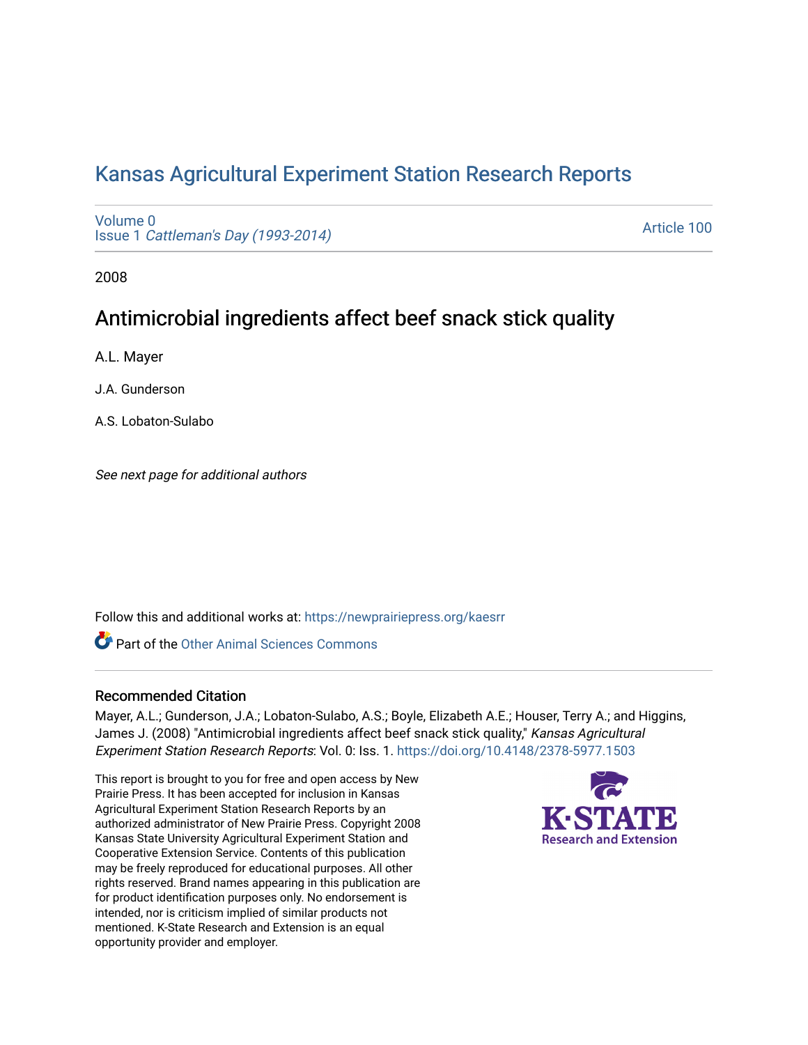# Kansas Agricultural Experiment Station Research Reports

Volume 0
Issue 1 *Cattleman's Day (1993-2014)*

Article 100

2008

## Antimicrobial ingredients affect beef snack stick quality

A.L. Mayer

J.A. Gunderson

A.S. Lobaton-Sulabo

*See next page for additional authors*

Follow this and additional works at: https://newprairiepress.org/kaesrr

Part of the Other Animal Sciences Commons

### Recommended Citation

Mayer, A.L.; Gunderson, J.A.; Lobaton-Sulabo, A.S.; Boyle, Elizabeth A.E.; Houser, Terry A.; and Higgins, James J. (2008) "Antimicrobial ingredients affect beef snack stick quality," *Kansas Agricultural Experiment Station Research Reports*: Vol. 0: Iss. 1. https://doi.org/10.4148/2378-5977.1503

This report is brought to you for free and open access by New Prairie Press. It has been accepted for inclusion in Kansas Agricultural Experiment Station Research Reports by an authorized administrator of New Prairie Press. Copyright 2008 Kansas State University Agricultural Experiment Station and Cooperative Extension Service. Contents of this publication may be freely reproduced for educational purposes. All other rights reserved. Brand names appearing in this publication are for product identification purposes only. No endorsement is intended, nor is criticism implied of similar products not mentioned. K-State Research and Extension is an equal opportunity provider and employer.

K-STATE Research and Extension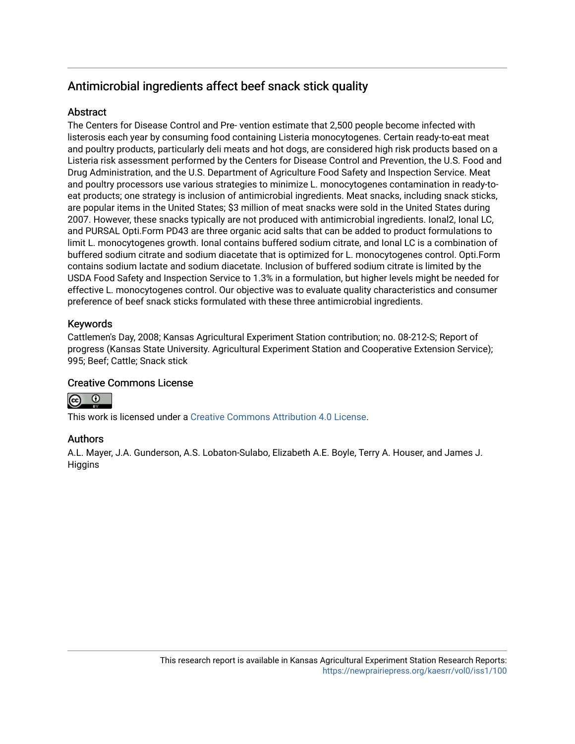# Antimicrobial ingredients affect beef snack stick quality

## Abstract

The Centers for Disease Control and Pre- vention estimate that 2,500 people become infected with listerosis each year by consuming food containing Listeria monocytogenes. Certain ready-to-eat meat and poultry products, particularly deli meats and hot dogs, are considered high risk products based on a Listeria risk assessment performed by the Centers for Disease Control and Prevention, the U.S. Food and Drug Administration, and the U.S. Department of Agriculture Food Safety and Inspection Service. Meat and poultry processors use various strategies to minimize L. monocytogenes contamination in ready-to-eat products; one strategy is inclusion of antimicrobial ingredients. Meat snacks, including snack sticks, are popular items in the United States; $3 million of meat snacks were sold in the United States during 2007. However, these snacks typically are not produced with antimicrobial ingredients. Ional2, Ional LC, and PURSAL Opti.Form PD43 are three organic acid salts that can be added to product formulations to limit L. monocytogenes growth. Ional contains buffered sodium citrate, and Ional LC is a combination of buffered sodium citrate and sodium diacetate that is optimized for L. monocytogenes control. Opti.Form contains sodium lactate and sodium diacetate. Inclusion of buffered sodium citrate is limited by the USDA Food Safety and Inspection Service to 1.3% in a formulation, but higher levels might be needed for effective L. monocytogenes control. Our objective was to evaluate quality characteristics and consumer preference of beef snack sticks formulated with these three antimicrobial ingredients.

## Keywords

Cattlemen's Day, 2008; Kansas Agricultural Experiment Station contribution; no. 08-212-S; Report of progress (Kansas State University. Agricultural Experiment Station and Cooperative Extension Service); 995; Beef; Cattle; Snack stick

## Creative Commons License

This work is licensed under a Creative Commons Attribution 4.0 License.

## Authors

A.L. Mayer, J.A. Gunderson, A.S. Lobaton-Sulabo, Elizabeth A.E. Boyle, Terry A. Houser, and James J. Higgins

This research report is available in Kansas Agricultural Experiment Station Research Reports: https://newprairiepress.org/kaesrr/vol0/iss1/100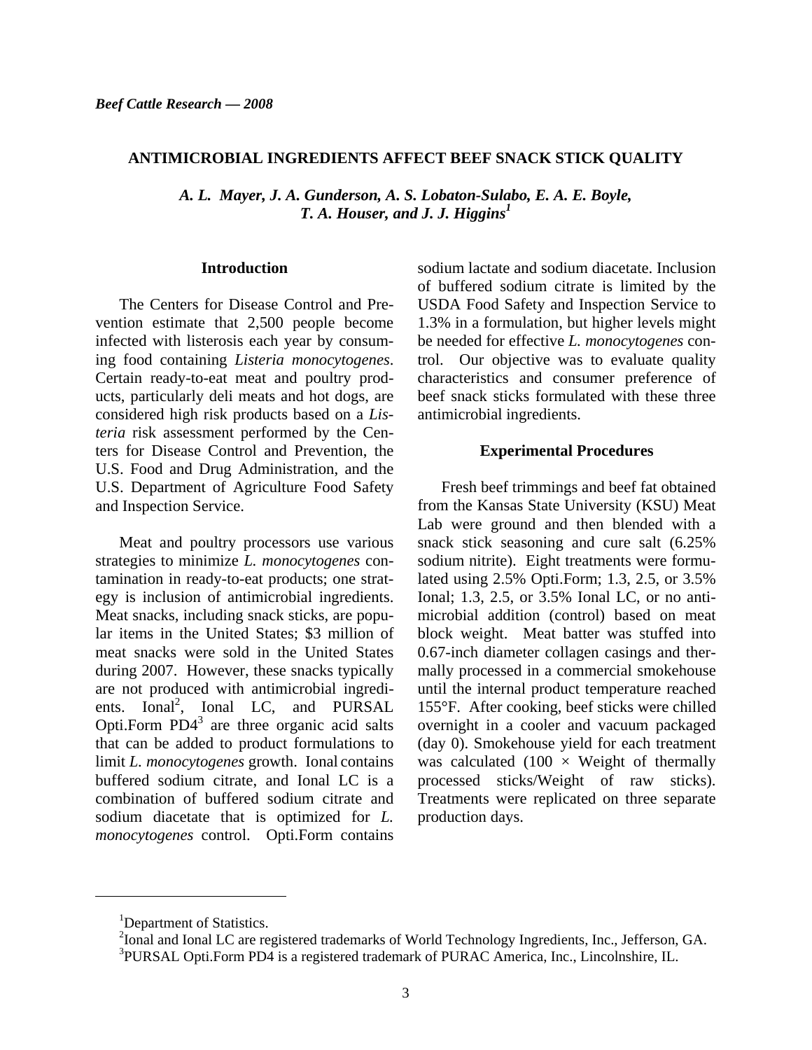*Beef Cattle Research — 2008*

## ANTIMICROBIAL INGREDIENTS AFFECT BEEF SNACK STICK QUALITY

*A. L. Mayer, J. A. Gunderson, A. S. Lobaton-Sulabo, E. A. E. Boyle, T. A. Houser, and J. J. Higgins*[1]

### Introduction

The Centers for Disease Control and Prevention estimate that 2,500 people become infected with listerosis each year by consuming food containing *Listeria monocytogenes*. Certain ready-to-eat meat and poultry products, particularly deli meats and hot dogs, are considered high risk products based on a *Listeria* risk assessment performed by the Centers for Disease Control and Prevention, the U.S. Food and Drug Administration, and the U.S. Department of Agriculture Food Safety and Inspection Service.

Meat and poultry processors use various strategies to minimize *L. monocytogenes* contamination in ready-to-eat products; one strategy is inclusion of antimicrobial ingredients. Meat snacks, including snack sticks, are popular items in the United States; $3 million of meat snacks were sold in the United States during 2007. However, these snacks typically are not produced with antimicrobial ingredients. Ional[2], Ional LC, and PURSAL Opti.Form PD4[3] are three organic acid salts that can be added to product formulations to limit *L. monocytogenes* growth. Ional contains buffered sodium citrate, and Ional LC is a combination of buffered sodium citrate and sodium diacetate that is optimized for *L. monocytogenes* control. Opti.Form contains sodium lactate and sodium diacetate. Inclusion of buffered sodium citrate is limited by the USDA Food Safety and Inspection Service to 1.3% in a formulation, but higher levels might be needed for effective *L. monocytogenes* control. Our objective was to evaluate quality characteristics and consumer preference of beef snack sticks formulated with these three antimicrobial ingredients.

### Experimental Procedures

Fresh beef trimmings and beef fat obtained from the Kansas State University (KSU) Meat Lab were ground and then blended with a snack stick seasoning and cure salt (6.25% sodium nitrite). Eight treatments were formulated using 2.5% Opti.Form; 1.3, 2.5, or 3.5% Ional; 1.3, 2.5, or 3.5% Ional LC, or no antimicrobial addition (control) based on meat block weight. Meat batter was stuffed into 0.67-inch diameter collagen casings and thermally processed in a commercial smokehouse until the internal product temperature reached 155°F. After cooking, beef sticks were chilled overnight in a cooler and vacuum packaged (day 0). Smokehouse yield for each treatment was calculated ($100 \times$ Weight of thermally processed sticks/Weight of raw sticks). Treatments were replicated on three separate production days.

---

[1]Department of Statistics.

[2]Ional and Ional LC are registered trademarks of World Technology Ingredients, Inc., Jefferson, GA.

[3]PURSAL Opti.Form PD4 is a registered trademark of PURAC America, Inc., Lincolnshire, IL.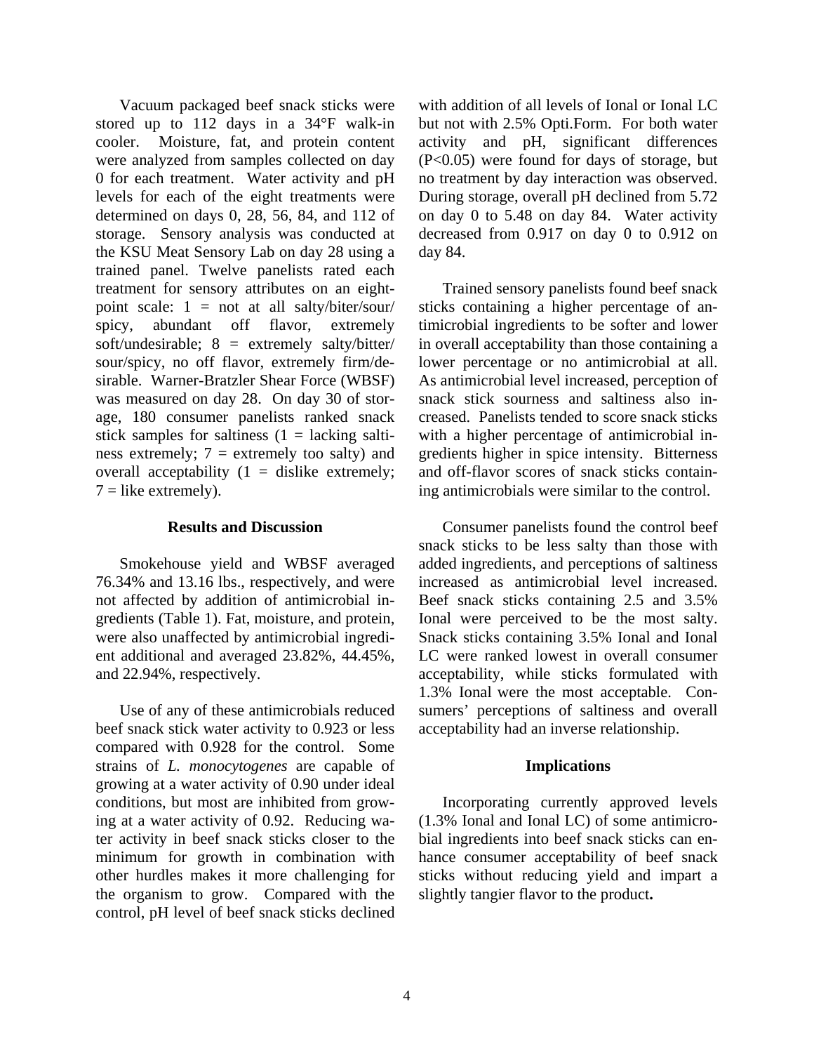Vacuum packaged beef snack sticks were stored up to 112 days in a 34°F walk-in cooler. Moisture, fat, and protein content were analyzed from samples collected on day 0 for each treatment. Water activity and pH levels for each of the eight treatments were determined on days 0, 28, 56, 84, and 112 of storage. Sensory analysis was conducted at the KSU Meat Sensory Lab on day 28 using a trained panel. Twelve panelists rated each treatment for sensory attributes on an eight-point scale: 1 = not at all salty/biter/sour/spicy, abundant off flavor, extremely soft/undesirable; 8 = extremely salty/bitter/sour/spicy, no off flavor, extremely firm/desirable. Warner-Bratzler Shear Force (WBSF) was measured on day 28. On day 30 of storage, 180 consumer panelists ranked snack stick samples for saltiness (1 = lacking saltiness extremely; 7 = extremely too salty) and overall acceptability (1 = dislike extremely; 7 = like extremely).

## Results and Discussion

Smokehouse yield and WBSF averaged 76.34% and 13.16 lbs., respectively, and were not affected by addition of antimicrobial ingredients (Table 1). Fat, moisture, and protein, were also unaffected by antimicrobial ingredient additional and averaged 23.82%, 44.45%, and 22.94%, respectively.

Use of any of these antimicrobials reduced beef snack stick water activity to 0.923 or less compared with 0.928 for the control. Some strains of *L. monocytogenes* are capable of growing at a water activity of 0.90 under ideal conditions, but most are inhibited from growing at a water activity of 0.92. Reducing water activity in beef snack sticks closer to the minimum for growth in combination with other hurdles makes it more challenging for the organism to grow. Compared with the control, pH level of beef snack sticks declined with addition of all levels of Ional or Ional LC but not with 2.5% Opti.Form. For both water activity and pH, significant differences ($P<0.05$) were found for days of storage, but no treatment by day interaction was observed. During storage, overall pH declined from 5.72 on day 0 to 5.48 on day 84. Water activity decreased from 0.917 on day 0 to 0.912 on day 84.

Trained sensory panelists found beef snack sticks containing a higher percentage of antimicrobial ingredients to be softer and lower in overall acceptability than those containing a lower percentage or no antimicrobial at all. As antimicrobial level increased, perception of snack stick sourness and saltiness also increased. Panelists tended to score snack sticks with a higher percentage of antimicrobial ingredients higher in spice intensity. Bitterness and off-flavor scores of snack sticks containing antimicrobials were similar to the control.

Consumer panelists found the control beef snack sticks to be less salty than those with added ingredients, and perceptions of saltiness increased as antimicrobial level increased. Beef snack sticks containing 2.5 and 3.5% Ional were perceived to be the most salty. Snack sticks containing 3.5% Ional and Ional LC were ranked lowest in overall consumer acceptability, while sticks formulated with 1.3% Ional were the most acceptable. Consumers' perceptions of saltiness and overall acceptability had an inverse relationship.

## Implications

Incorporating currently approved levels (1.3% Ional and Ional LC) of some antimicrobial ingredients into beef snack sticks can enhance consumer acceptability of beef snack sticks without reducing yield and impart a slightly tangier flavor to the product**.**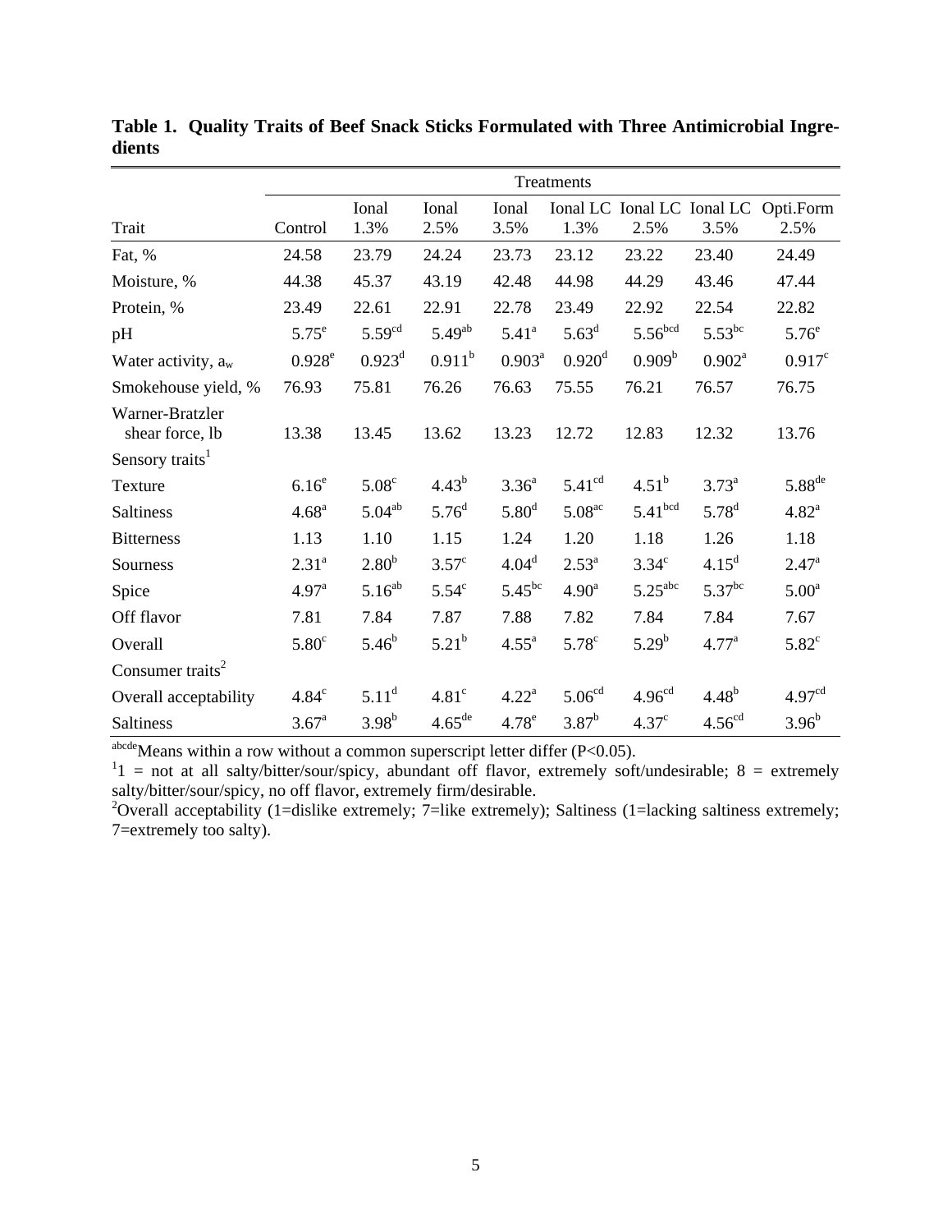**Table 1. Quality Traits of Beef Snack Sticks Formulated with Three Antimicrobial Ingredients**

| | Treatments | | | | | | | |
|---|---|---|---|---|---|---|---|---|
| Trait | Control | Ional 1.3% | Ional 2.5% | Ional 3.5% | Ional LC 1.3% | Ional LC 2.5% | Ional LC 3.5% | Opti.Form 2.5% |
| Fat, % | 24.58 | 23.79 | 24.24 | 23.73 | 23.12 | 23.22 | 23.40 | 24.49 |
| Moisture, % | 44.38 | 45.37 | 43.19 | 42.48 | 44.98 | 44.29 | 43.46 | 47.44 |
| Protein, % | 23.49 | 22.61 | 22.91 | 22.78 | 23.49 | 22.92 | 22.54 | 22.82 |
| pH | $5.75^{e}$ | $5.59^{cd}$ | $5.49^{ab}$ | $5.41^{a}$ | $5.63^{d}$ | $5.56^{bcd}$ | $5.53^{bc}$ | $5.76^{e}$ |
| Water activity, $a_w$ | $0.928^{e}$ | $0.923^{d}$ | $0.911^{b}$ | $0.903^{a}$ | $0.920^{d}$ | $0.909^{b}$ | $0.902^{a}$ | $0.917^{c}$ |
| Smokehouse yield, % | 76.93 | 75.81 | 76.26 | 76.63 | 75.55 | 76.21 | 76.57 | 76.75 |
| Warner-Bratzler shear force, lb | 13.38 | 13.45 | 13.62 | 13.23 | 12.72 | 12.83 | 12.32 | 13.76 |
| Sensory traits[1] | | | | | | | | |
| Texture | $6.16^{e}$ | $5.08^{c}$ | $4.43^{b}$ | $3.36^{a}$ | $5.41^{cd}$ | $4.51^{b}$ | $3.73^{a}$ | $5.88^{de}$ |
| Saltiness | $4.68^{a}$ | $5.04^{ab}$ | $5.76^{d}$ | $5.80^{d}$ | $5.08^{ac}$ | $5.41^{bcd}$ | $5.78^{d}$ | $4.82^{a}$ |
| Bitterness | 1.13 | 1.10 | 1.15 | 1.24 | 1.20 | 1.18 | 1.26 | 1.18 |
| Sourness | $2.31^{a}$ | $2.80^{b}$ | $3.57^{c}$ | $4.04^{d}$ | $2.53^{a}$ | $3.34^{c}$ | $4.15^{d}$ | $2.47^{a}$ |
| Spice | $4.97^{a}$ | $5.16^{ab}$ | $5.54^{c}$ | $5.45^{bc}$ | $4.90^{a}$ | $5.25^{abc}$ | $5.37^{bc}$ | $5.00^{a}$ |
| Off flavor | 7.81 | 7.84 | 7.87 | 7.88 | 7.82 | 7.84 | 7.84 | 7.67 |
| Overall | $5.80^{c}$ | $5.46^{b}$ | $5.21^{b}$ | $4.55^{a}$ | $5.78^{c}$ | $5.29^{b}$ | $4.77^{a}$ | $5.82^{c}$ |
| Consumer traits[2] | | | | | | | | |
| Overall acceptability | $4.84^{c}$ | $5.11^{d}$ | $4.81^{c}$ | $4.22^{a}$ | $5.06^{cd}$ | $4.96^{cd}$ | $4.48^{b}$ | $4.97^{cd}$ |
| Saltiness | $3.67^{a}$ | $3.98^{b}$ | $4.65^{de}$ | $4.78^{e}$ | $3.87^{b}$ | $4.37^{c}$ | $4.56^{cd}$ | $3.96^{b}$ |

[abcde]Means within a row without a common superscript letter differ ($P<0.05$).

[1]1 = not at all salty/bitter/sour/spicy, abundant off flavor, extremely soft/undesirable; 8 = extremely salty/bitter/sour/spicy, no off flavor, extremely firm/desirable.

[2]Overall acceptability (1=dislike extremely; 7=like extremely); Saltiness (1=lacking saltiness extremely; 7=extremely too salty).